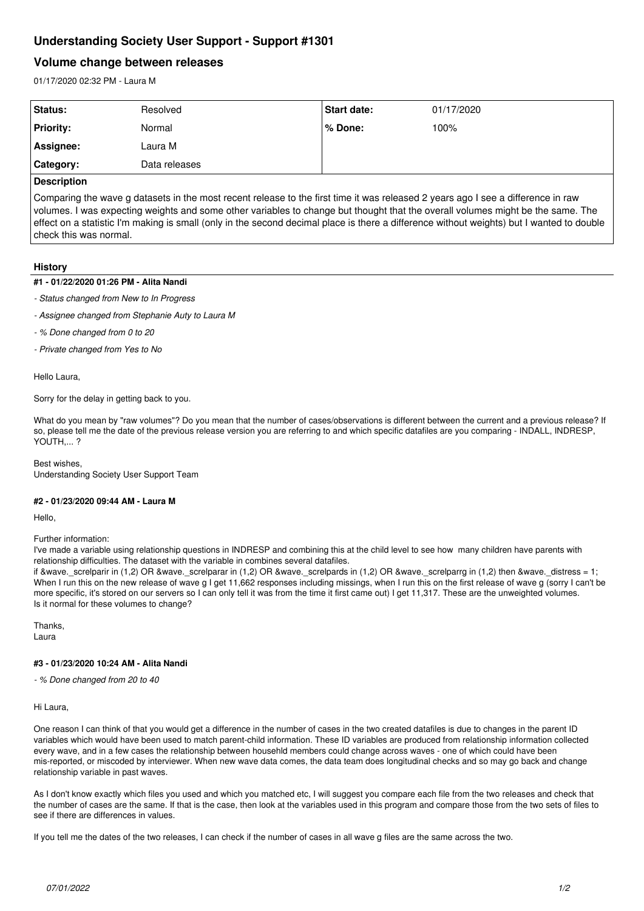# Understanding Society User Support - Support #1301

## Volume change between releases

01/17/2020 02:32 PM - Laura M

| Status: | Resolved | Start date: | 01/17/2020 |
|---|---|---|---|
| Priority: | Normal | % Done: | 100% |
| Assignee: | Laura M | | |
| Category: | Data releases | | |

**Description**

Comparing the wave g datasets in the most recent release to the first time it was released 2 years ago I see a difference in raw volumes. I was expecting weights and some other variables to change but thought that the overall volumes might be the same. The effect on a statistic I'm making is small (only in the second decimal place is there a difference without weights) but I wanted to double check this was normal.

### History

#### #1 - 01/22/2020 01:26 PM - Alita Nandi

- *Status changed from New to In Progress*
- *Assignee changed from Stephanie Auty to Laura M*
- *% Done changed from 0 to 20*
- *Private changed from Yes to No*

Hello Laura,

Sorry for the delay in getting back to you.

What do you mean by "raw volumes"? Do you mean that the number of cases/observations is different between the current and a previous release? If so, please tell me the date of the previous release version you are referring to and which specific datafiles are you comparing - INDALL, INDRESP, YOUTH,... ?

Best wishes,
Understanding Society User Support Team

#### #2 - 01/23/2020 09:44 AM - Laura M

Hello,

Further information:
I've made a variable using relationship questions in INDRESP and combining this at the child level to see how many children have parents with relationship difficulties. The dataset with the variable in combines several datafiles.
if &wave._screlparir in (1,2) OR &wave._screlparar in (1,2) OR &wave._screlpards in (1,2) OR &wave._screlparrg in (1,2) then &wave._distress = 1;
When I run this on the new release of wave g I get 11,662 responses including missings, when I run this on the first release of wave g (sorry I can't be more specific, it's stored on our servers so I can only tell it was from the time it first came out) I get 11,317. These are the unweighted volumes.
Is it normal for these volumes to change?

Thanks,
Laura

#### #3 - 01/23/2020 10:24 AM - Alita Nandi

- *% Done changed from 20 to 40*

Hi Laura,

One reason I can think of that you would get a difference in the number of cases in the two created datafiles is due to changes in the parent ID variables which would have been used to match parent-child information. These ID variables are produced from relationship information collected every wave, and in a few cases the relationship between househld members could change across waves - one of which could have been mis-reported, or miscoded by interviewer. When new wave data comes, the data team does longitudinal checks and so may go back and change relationship variable in past waves.

As I don't know exactly which files you used and which you matched etc, I will suggest you compare each file from the two releases and check that the number of cases are the same. If that is the case, then look at the variables used in this program and compare those from the two sets of files to see if there are differences in values.

If you tell me the dates of the two releases, I can check if the number of cases in all wave g files are the same across the two.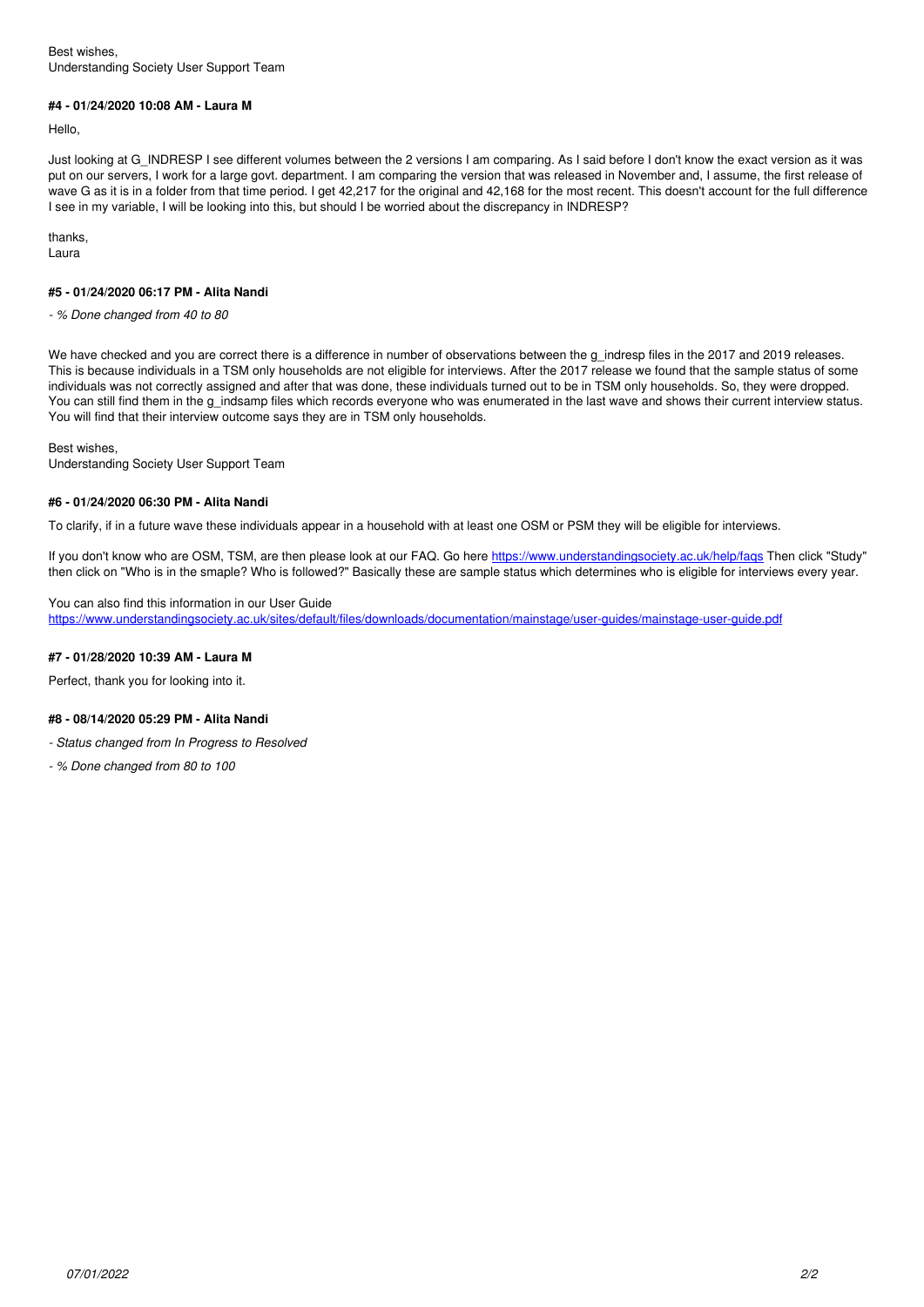Best wishes,
Understanding Society User Support Team

#### #4 - 01/24/2020 10:08 AM - Laura M

Hello,

Just looking at G_INDRESP I see different volumes between the 2 versions I am comparing. As I said before I don't know the exact version as it was put on our servers, I work for a large govt. department. I am comparing the version that was released in November and, I assume, the first release of wave G as it is in a folder from that time period. I get 42,217 for the original and 42,168 for the most recent. This doesn't account for the full difference I see in my variable, I will be looking into this, but should I be worried about the discrepancy in INDRESP?

thanks,
Laura

#### #5 - 01/24/2020 06:17 PM - Alita Nandi

*- % Done changed from 40 to 80*

We have checked and you are correct there is a difference in number of observations between the g_indresp files in the 2017 and 2019 releases. This is because individuals in a TSM only households are not eligible for interviews. After the 2017 release we found that the sample status of some individuals was not correctly assigned and after that was done, these individuals turned out to be in TSM only households. So, they were dropped. You can still find them in the g_indsamp files which records everyone who was enumerated in the last wave and shows their current interview status. You will find that their interview outcome says they are in TSM only households.

Best wishes,
Understanding Society User Support Team

#### #6 - 01/24/2020 06:30 PM - Alita Nandi

To clarify, if in a future wave these individuals appear in a household with at least one OSM or PSM they will be eligible for interviews.

If you don't know who are OSM, TSM, are then please look at our FAQ. Go here https://www.understandingsociety.ac.uk/help/faqs Then click "Study" then click on "Who is in the smaple? Who is followed?" Basically these are sample status which determines who is eligible for interviews every year.

You can also find this information in our User Guide
https://www.understandingsociety.ac.uk/sites/default/files/downloads/documentation/mainstage/user-guides/mainstage-user-guide.pdf

#### #7 - 01/28/2020 10:39 AM - Laura M

Perfect, thank you for looking into it.

#### #8 - 08/14/2020 05:29 PM - Alita Nandi

*- Status changed from In Progress to Resolved*

*- % Done changed from 80 to 100*